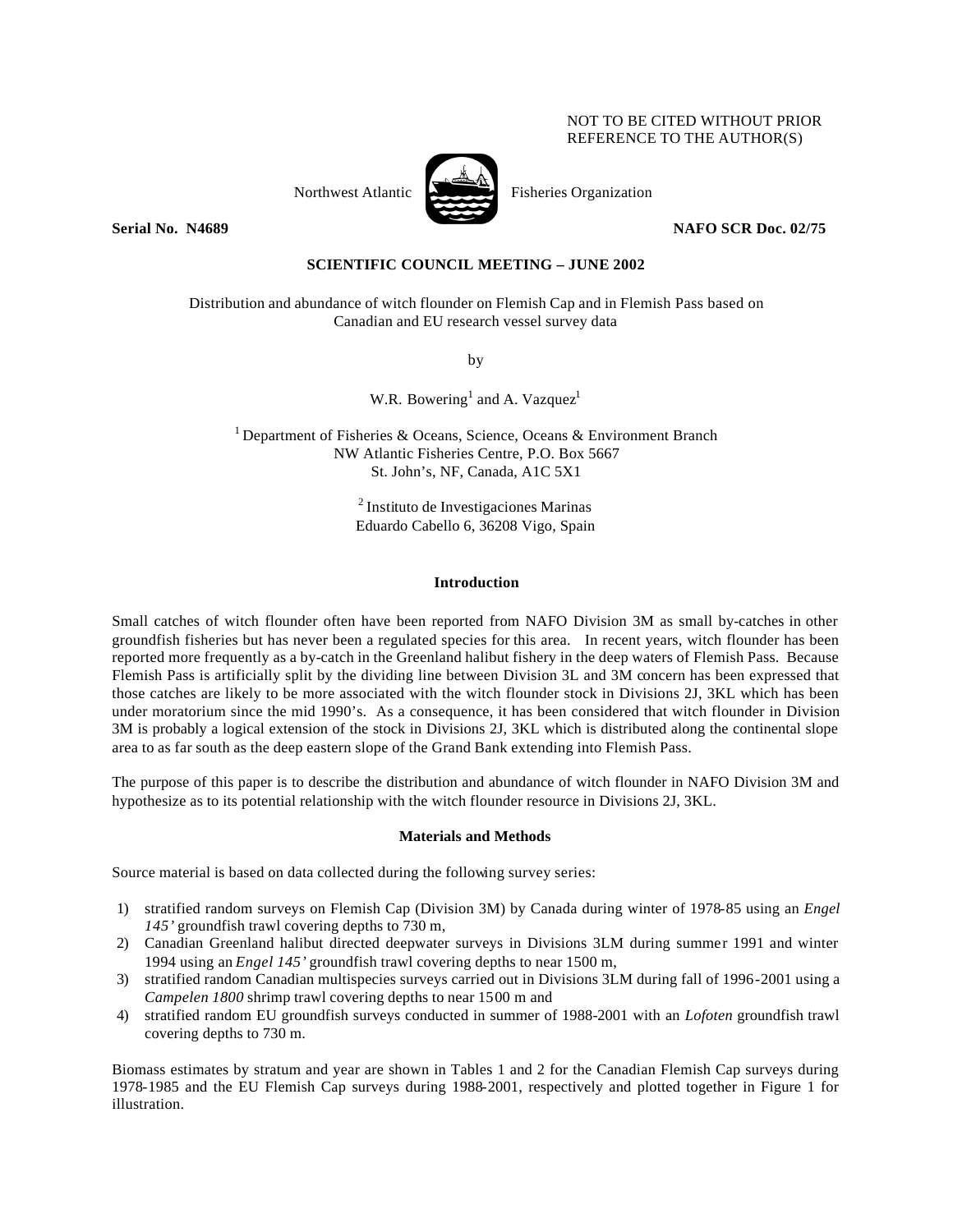NOT TO BE CITED WITHOUT PRIOR REFERENCE TO THE AUTHOR(S)

Northwest Atlantic Fisheries Organization

**Serial No. N4689** **NAFO SCR Doc. 02/75**

**SCIENTIFIC COUNCIL MEETING – JUNE 2002**

Distribution and abundance of witch flounder on Flemish Cap and in Flemish Pass based on Canadian and EU research vessel survey data

by

W.R. Bowering[1] and A. Vazquez[1]

[1] Department of Fisheries & Oceans, Science, Oceans & Environment Branch
NW Atlantic Fisheries Centre, P.O. Box 5667
St. John's, NF, Canada, A1C 5X1

[2] Instituto de Investigaciones Marinas
Eduardo Cabello 6, 36208 Vigo, Spain

## Introduction

Small catches of witch flounder often have been reported from NAFO Division 3M as small by-catches in other groundfish fisheries but has never been a regulated species for this area. In recent years, witch flounder has been reported more frequently as a by-catch in the Greenland halibut fishery in the deep waters of Flemish Pass. Because Flemish Pass is artificially split by the dividing line between Division 3L and 3M concern has been expressed that those catches are likely to be more associated with the witch flounder stock in Divisions 2J, 3KL which has been under moratorium since the mid 1990's. As a consequence, it has been considered that witch flounder in Division 3M is probably a logical extension of the stock in Divisions 2J, 3KL which is distributed along the continental slope area to as far south as the deep eastern slope of the Grand Bank extending into Flemish Pass.

The purpose of this paper is to describe the distribution and abundance of witch flounder in NAFO Division 3M and hypothesize as to its potential relationship with the witch flounder resource in Divisions 2J, 3KL.

## Materials and Methods

Source material is based on data collected during the following survey series:

1) stratified random surveys on Flemish Cap (Division 3M) by Canada during winter of 1978-85 using an *Engel 145'* groundfish trawl covering depths to 730 m,
2) Canadian Greenland halibut directed deepwater surveys in Divisions 3LM during summer 1991 and winter 1994 using an *Engel 145'* groundfish trawl covering depths to near 1500 m,
3) stratified random Canadian multispecies surveys carried out in Divisions 3LM during fall of 1996-2001 using a *Campelen 1800* shrimp trawl covering depths to near 1500 m and
4) stratified random EU groundfish surveys conducted in summer of 1988-2001 with an *Lofoten* groundfish trawl covering depths to 730 m.

Biomass estimates by stratum and year are shown in Tables 1 and 2 for the Canadian Flemish Cap surveys during 1978-1985 and the EU Flemish Cap surveys during 1988-2001, respectively and plotted together in Figure 1 for illustration.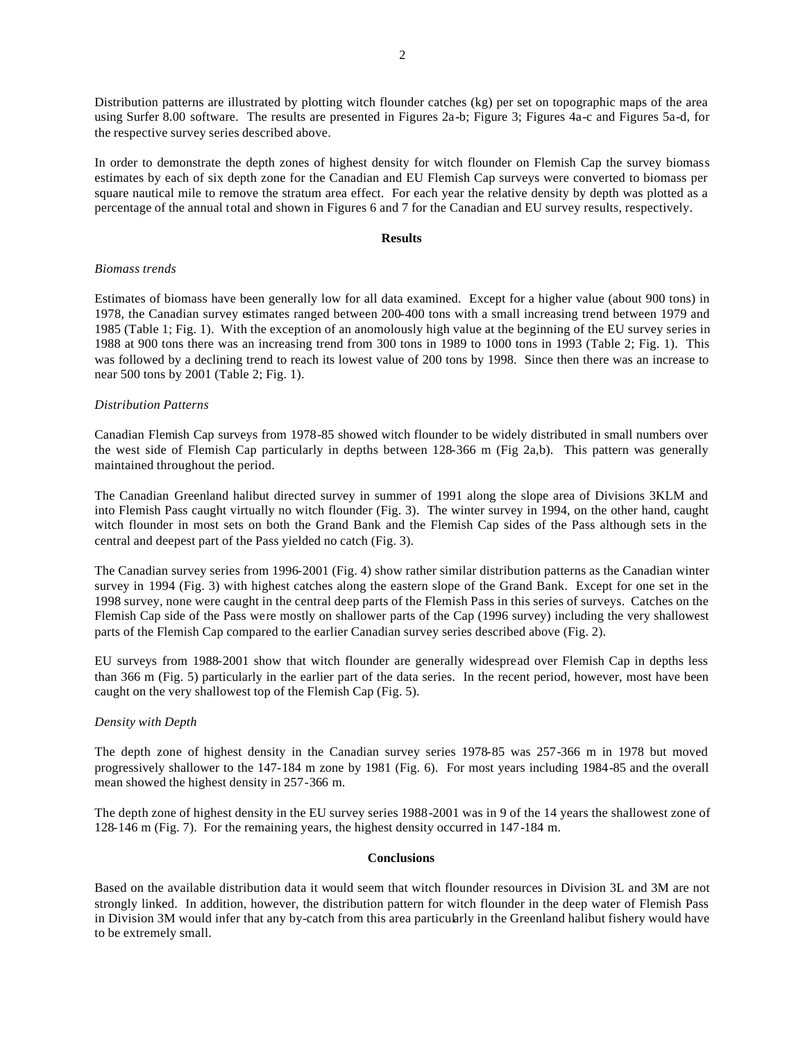Distribution patterns are illustrated by plotting witch flounder catches (kg) per set on topographic maps of the area using Surfer 8.00 software. The results are presented in Figures 2a-b; Figure 3; Figures 4a-c and Figures 5a-d, for the respective survey series described above.

In order to demonstrate the depth zones of highest density for witch flounder on Flemish Cap the survey biomass estimates by each of six depth zone for the Canadian and EU Flemish Cap surveys were converted to biomass per square nautical mile to remove the stratum area effect. For each year the relative density by depth was plotted as a percentage of the annual total and shown in Figures 6 and 7 for the Canadian and EU survey results, respectively.

## Results

*Biomass trends*

Estimates of biomass have been generally low for all data examined. Except for a higher value (about 900 tons) in 1978, the Canadian survey estimates ranged between 200-400 tons with a small increasing trend between 1979 and 1985 (Table 1; Fig. 1). With the exception of an anomolously high value at the beginning of the EU survey series in 1988 at 900 tons there was an increasing trend from 300 tons in 1989 to 1000 tons in 1993 (Table 2; Fig. 1). This was followed by a declining trend to reach its lowest value of 200 tons by 1998. Since then there was an increase to near 500 tons by 2001 (Table 2; Fig. 1).

*Distribution Patterns*

Canadian Flemish Cap surveys from 1978-85 showed witch flounder to be widely distributed in small numbers over the west side of Flemish Cap particularly in depths between 128-366 m (Fig 2a,b). This pattern was generally maintained throughout the period.

The Canadian Greenland halibut directed survey in summer of 1991 along the slope area of Divisions 3KLM and into Flemish Pass caught virtually no witch flounder (Fig. 3). The winter survey in 1994, on the other hand, caught witch flounder in most sets on both the Grand Bank and the Flemish Cap sides of the Pass although sets in the central and deepest part of the Pass yielded no catch (Fig. 3).

The Canadian survey series from 1996-2001 (Fig. 4) show rather similar distribution patterns as the Canadian winter survey in 1994 (Fig. 3) with highest catches along the eastern slope of the Grand Bank. Except for one set in the 1998 survey, none were caught in the central deep parts of the Flemish Pass in this series of surveys. Catches on the Flemish Cap side of the Pass were mostly on shallower parts of the Cap (1996 survey) including the very shallowest parts of the Flemish Cap compared to the earlier Canadian survey series described above (Fig. 2).

EU surveys from 1988-2001 show that witch flounder are generally widespread over Flemish Cap in depths less than 366 m (Fig. 5) particularly in the earlier part of the data series. In the recent period, however, most have been caught on the very shallowest top of the Flemish Cap (Fig. 5).

*Density with Depth*

The depth zone of highest density in the Canadian survey series 1978-85 was 257-366 m in 1978 but moved progressively shallower to the 147-184 m zone by 1981 (Fig. 6). For most years including 1984-85 and the overall mean showed the highest density in 257-366 m.

The depth zone of highest density in the EU survey series 1988-2001 was in 9 of the 14 years the shallowest zone of 128-146 m (Fig. 7). For the remaining years, the highest density occurred in 147-184 m.

## Conclusions

Based on the available distribution data it would seem that witch flounder resources in Division 3L and 3M are not strongly linked. In addition, however, the distribution pattern for witch flounder in the deep water of Flemish Pass in Division 3M would infer that any by-catch from this area particularly in the Greenland halibut fishery would have to be extremely small.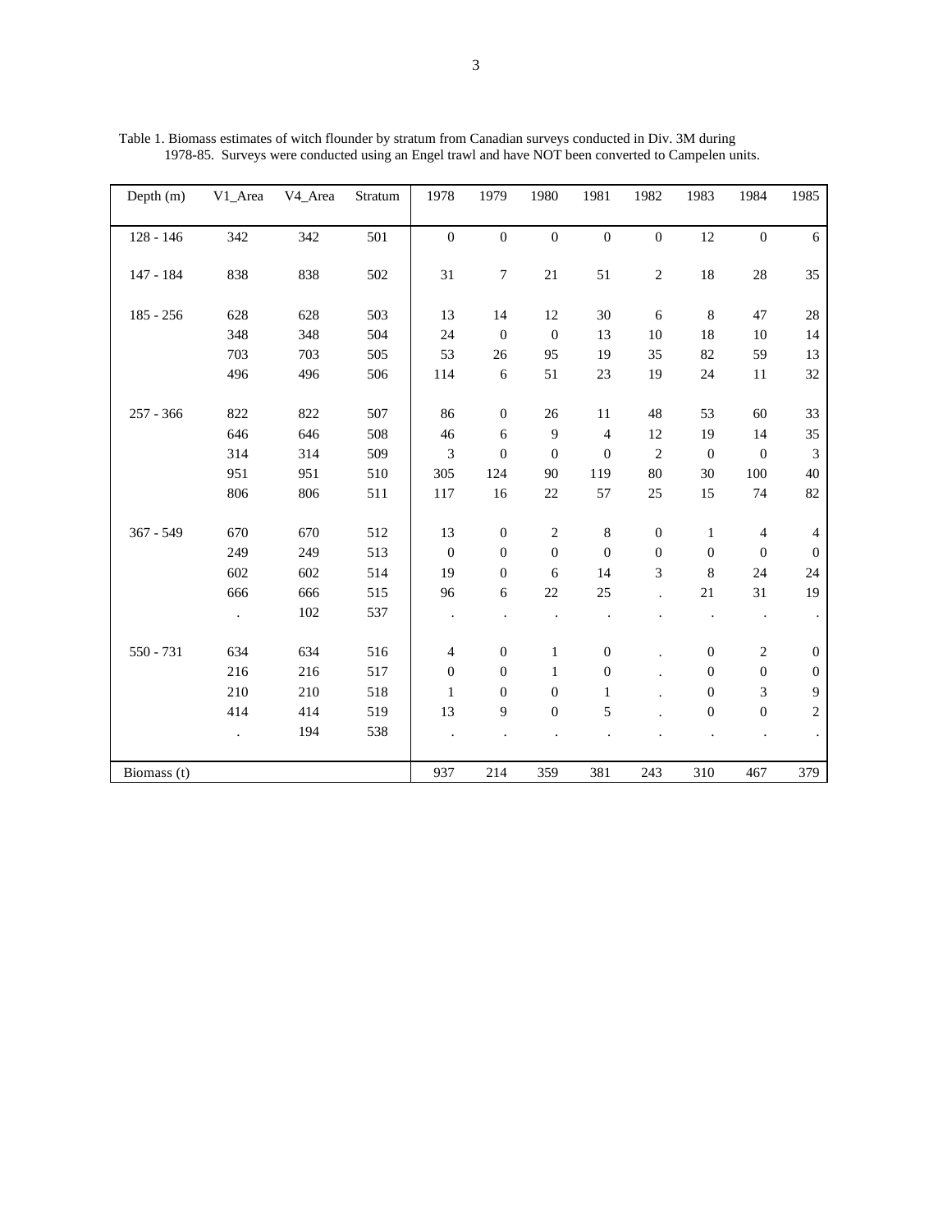Table 1. Biomass estimates of witch flounder by stratum from Canadian surveys conducted in Div. 3M during 1978-85. Surveys were conducted using an Engel trawl and have NOT been converted to Campelen units.

| Depth (m) | V1_Area | V4_Area | Stratum | 1978 | 1979 | 1980 | 1981 | 1982 | 1983 | 1984 | 1985 |
|---|---|---|---|---|---|---|---|---|---|---|---|
| 128 - 146 | 342 | 342 | 501 | 0 | 0 | 0 | 0 | 0 | 12 | 0 | 6 |
| 147 - 184 | 838 | 838 | 502 | 31 | 7 | 21 | 51 | 2 | 18 | 28 | 35 |
| 185 - 256 | 628 | 628 | 503 | 13 | 14 | 12 | 30 | 6 | 8 | 47 | 28 |
| | 348 | 348 | 504 | 24 | 0 | 0 | 13 | 10 | 18 | 10 | 14 |
| | 703 | 703 | 505 | 53 | 26 | 95 | 19 | 35 | 82 | 59 | 13 |
| | 496 | 496 | 506 | 114 | 6 | 51 | 23 | 19 | 24 | 11 | 32 |
| 257 - 366 | 822 | 822 | 507 | 86 | 0 | 26 | 11 | 48 | 53 | 60 | 33 |
| | 646 | 646 | 508 | 46 | 6 | 9 | 4 | 12 | 19 | 14 | 35 |
| | 314 | 314 | 509 | 3 | 0 | 0 | 0 | 2 | 0 | 0 | 3 |
| | 951 | 951 | 510 | 305 | 124 | 90 | 119 | 80 | 30 | 100 | 40 |
| | 806 | 806 | 511 | 117 | 16 | 22 | 57 | 25 | 15 | 74 | 82 |
| 367 - 549 | 670 | 670 | 512 | 13 | 0 | 2 | 8 | 0 | 1 | 4 | 4 |
| | 249 | 249 | 513 | 0 | 0 | 0 | 0 | 0 | 0 | 0 | 0 |
| | 602 | 602 | 514 | 19 | 0 | 6 | 14 | 3 | 8 | 24 | 24 |
| | 666 | 666 | 515 | 96 | 6 | 22 | 25 | . | 21 | 31 | 19 |
| | . | 102 | 537 | . | . | . | . | . | . | . | . |
| 550 - 731 | 634 | 634 | 516 | 4 | 0 | 1 | 0 | . | 0 | 2 | 0 |
| | 216 | 216 | 517 | 0 | 0 | 1 | 0 | . | 0 | 0 | 0 |
| | 210 | 210 | 518 | 1 | 0 | 0 | 1 | . | 0 | 3 | 9 |
| | 414 | 414 | 519 | 13 | 9 | 0 | 5 | . | 0 | 0 | 2 |
| | . | 194 | 538 | . | . | . | . | . | . | . | . |
| Biomass (t) | | | | 937 | 214 | 359 | 381 | 243 | 310 | 467 | 379 |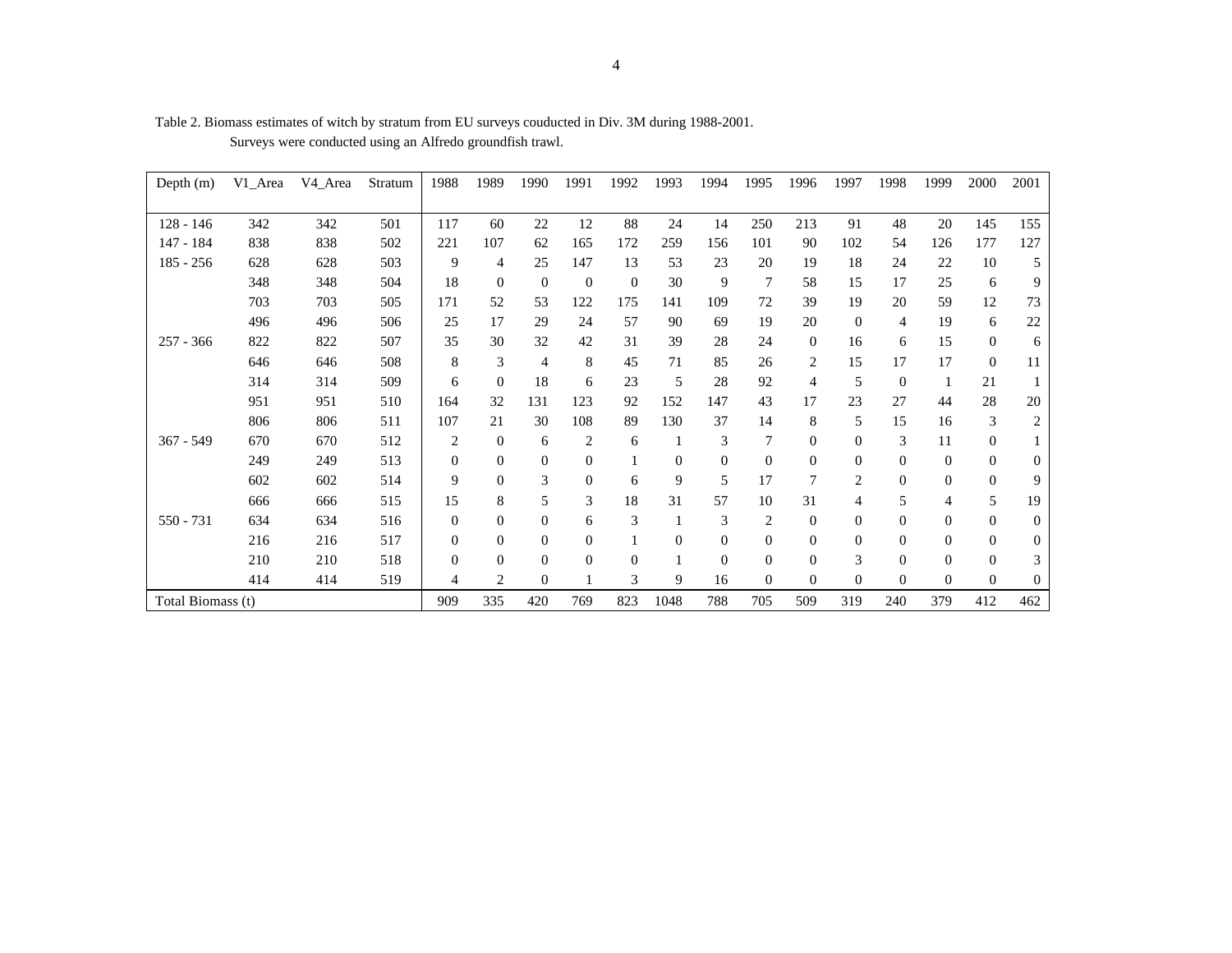Table 2. Biomass estimates of witch by stratum from EU surveys couducted in Div. 3M during 1988-2001.
Surveys were conducted using an Alfredo groundfish trawl.

| Depth (m) | V1_Area | V4_Area | Stratum | 1988 | 1989 | 1990 | 1991 | 1992 | 1993 | 1994 | 1995 | 1996 | 1997 | 1998 | 1999 | 2000 | 2001 |
|---|---|---|---|---|---|---|---|---|---|---|---|---|---|---|---|---|---|
| 128 - 146 | 342 | 342 | 501 | 117 | 60 | 22 | 12 | 88 | 24 | 14 | 250 | 213 | 91 | 48 | 20 | 145 | 155 |
| 147 - 184 | 838 | 838 | 502 | 221 | 107 | 62 | 165 | 172 | 259 | 156 | 101 | 90 | 102 | 54 | 126 | 177 | 127 |
| 185 - 256 | 628 | 628 | 503 | 9 | 4 | 25 | 147 | 13 | 53 | 23 | 20 | 19 | 18 | 24 | 22 | 10 | 5 |
| | 348 | 348 | 504 | 18 | 0 | 0 | 0 | 0 | 30 | 9 | 7 | 58 | 15 | 17 | 25 | 6 | 9 |
| | 703 | 703 | 505 | 171 | 52 | 53 | 122 | 175 | 141 | 109 | 72 | 39 | 19 | 20 | 59 | 12 | 73 |
| | 496 | 496 | 506 | 25 | 17 | 29 | 24 | 57 | 90 | 69 | 19 | 20 | 0 | 4 | 19 | 6 | 22 |
| 257 - 366 | 822 | 822 | 507 | 35 | 30 | 32 | 42 | 31 | 39 | 28 | 24 | 0 | 16 | 6 | 15 | 0 | 6 |
| | 646 | 646 | 508 | 8 | 3 | 4 | 8 | 45 | 71 | 85 | 26 | 2 | 15 | 17 | 17 | 0 | 11 |
| | 314 | 314 | 509 | 6 | 0 | 18 | 6 | 23 | 5 | 28 | 92 | 4 | 5 | 0 | 1 | 21 | 1 |
| | 951 | 951 | 510 | 164 | 32 | 131 | 123 | 92 | 152 | 147 | 43 | 17 | 23 | 27 | 44 | 28 | 20 |
| | 806 | 806 | 511 | 107 | 21 | 30 | 108 | 89 | 130 | 37 | 14 | 8 | 5 | 15 | 16 | 3 | 2 |
| 367 - 549 | 670 | 670 | 512 | 2 | 0 | 6 | 2 | 6 | 1 | 3 | 7 | 0 | 0 | 3 | 11 | 0 | 1 |
| | 249 | 249 | 513 | 0 | 0 | 0 | 0 | 1 | 0 | 0 | 0 | 0 | 0 | 0 | 0 | 0 | 0 |
| | 602 | 602 | 514 | 9 | 0 | 3 | 0 | 6 | 9 | 5 | 17 | 7 | 2 | 0 | 0 | 0 | 9 |
| | 666 | 666 | 515 | 15 | 8 | 5 | 3 | 18 | 31 | 57 | 10 | 31 | 4 | 5 | 4 | 5 | 19 |
| 550 - 731 | 634 | 634 | 516 | 0 | 0 | 0 | 6 | 3 | 1 | 3 | 2 | 0 | 0 | 0 | 0 | 0 | 0 |
| | 216 | 216 | 517 | 0 | 0 | 0 | 0 | 1 | 0 | 0 | 0 | 0 | 0 | 0 | 0 | 0 | 0 |
| | 210 | 210 | 518 | 0 | 0 | 0 | 0 | 0 | 1 | 0 | 0 | 0 | 3 | 0 | 0 | 0 | 3 |
| | 414 | 414 | 519 | 4 | 2 | 0 | 1 | 3 | 9 | 16 | 0 | 0 | 0 | 0 | 0 | 0 | 0 |
| Total Biomass (t) | | | | 909 | 335 | 420 | 769 | 823 | 1048 | 788 | 705 | 509 | 319 | 240 | 379 | 412 | 462 |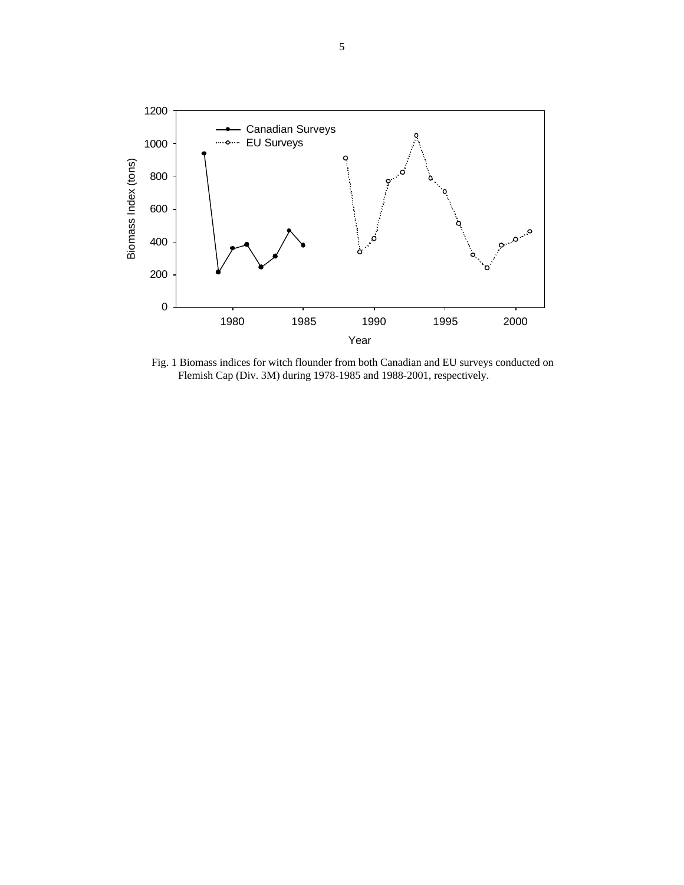Fig. 1 Biomass indices for witch flounder from both Canadian and EU surveys conducted on Flemish Cap (Div. 3M) during 1978-1985 and 1988-2001, respectively.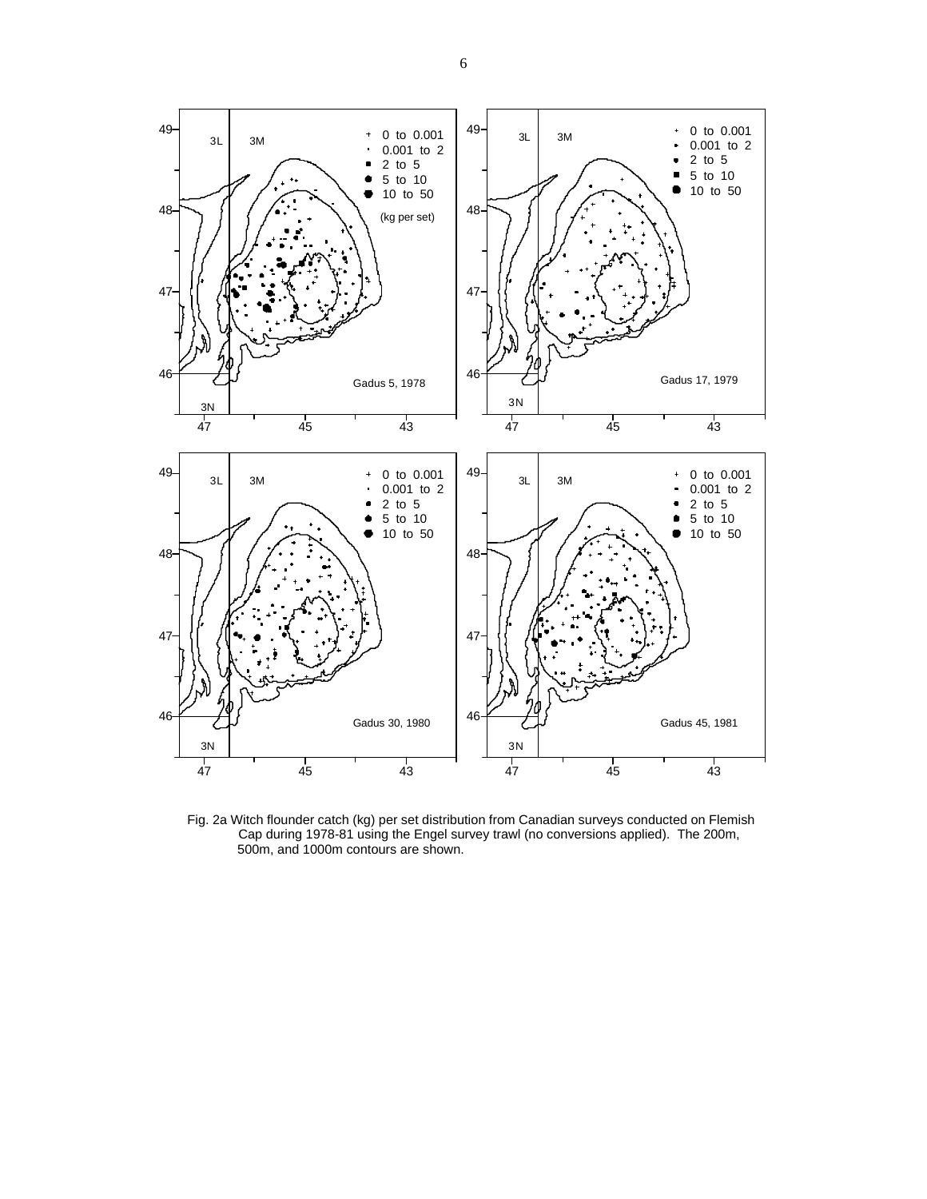Fig. 2a Witch flounder catch (kg) per set distribution from Canadian surveys conducted on Flemish Cap during 1978-81 using the Engel survey trawl (no conversions applied). The 200m, 500m, and 1000m contours are shown.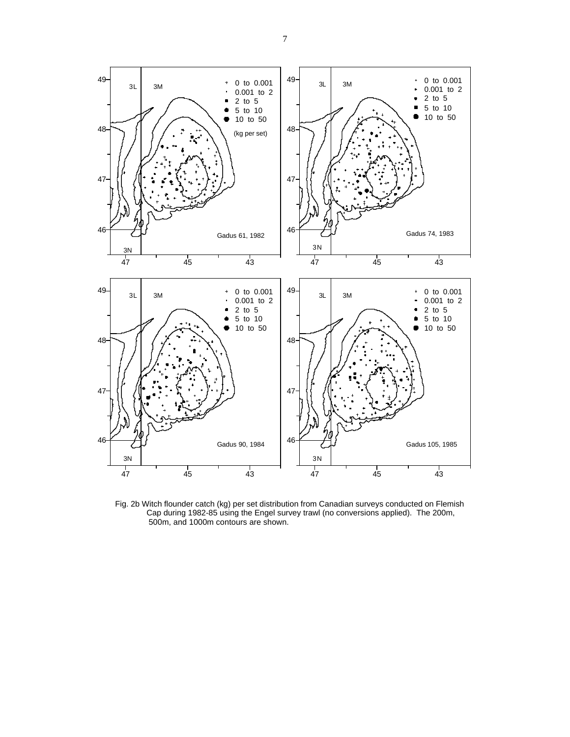Fig. 2b Witch flounder catch (kg) per set distribution from Canadian surveys conducted on Flemish Cap during 1982-85 using the Engel survey trawl (no conversions applied). The 200m, 500m, and 1000m contours are shown.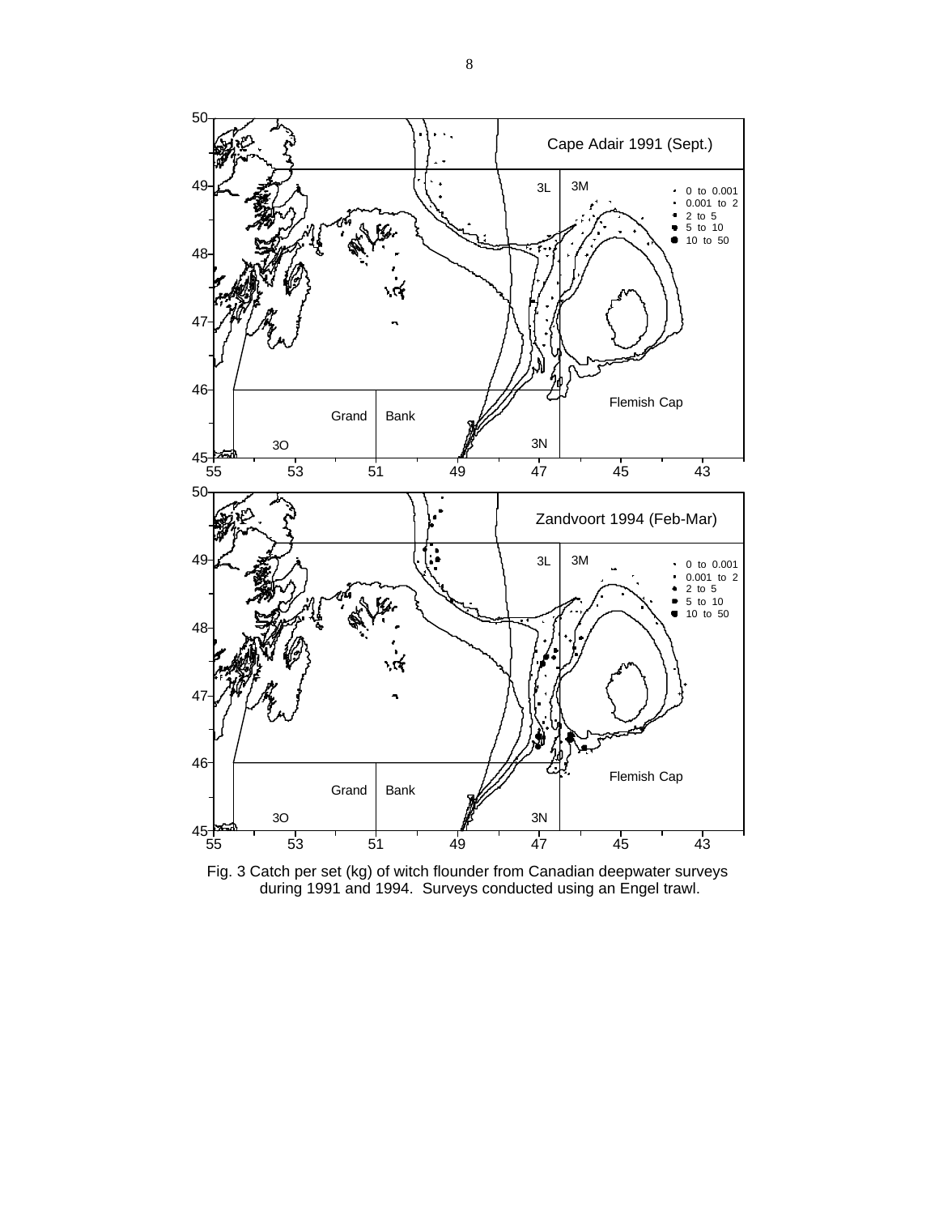Fig. 3 Catch per set (kg) of witch flounder from Canadian deepwater surveys during 1991 and 1994. Surveys conducted using an Engel trawl.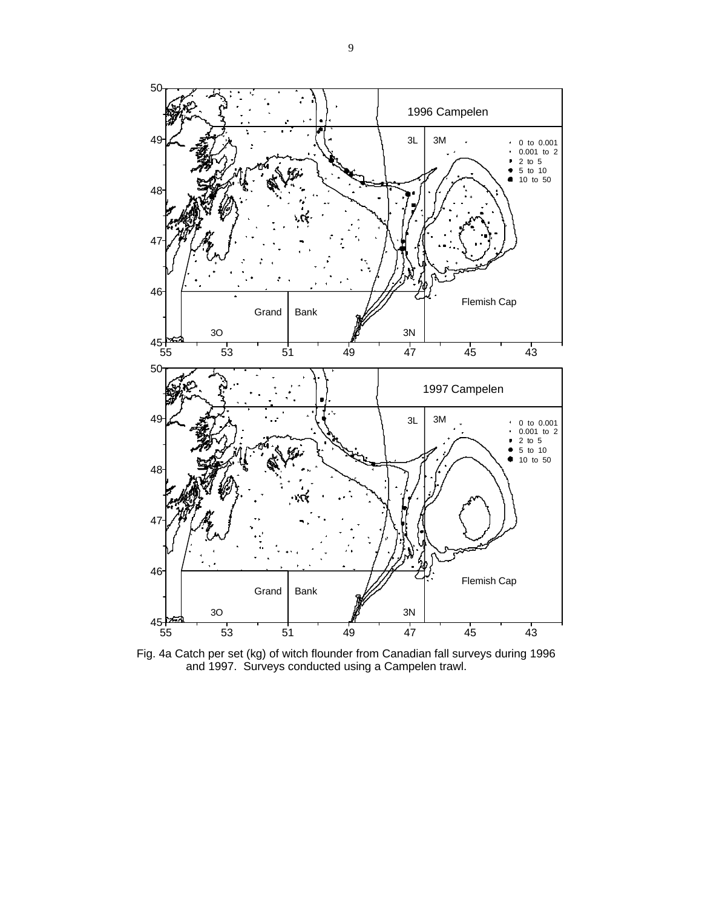Fig. 4a Catch per set (kg) of witch flounder from Canadian fall surveys during 1996 and 1997. Surveys conducted using a Campelen trawl.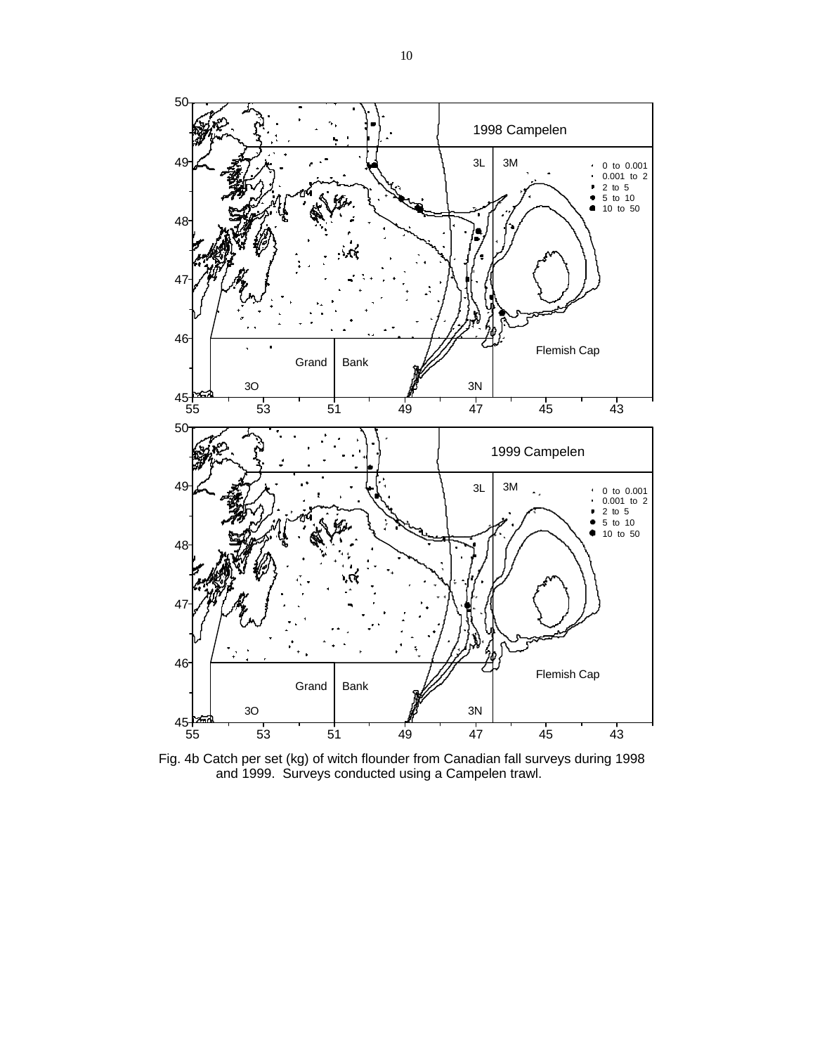Fig. 4b Catch per set (kg) of witch flounder from Canadian fall surveys during 1998 and 1999. Surveys conducted using a Campelen trawl.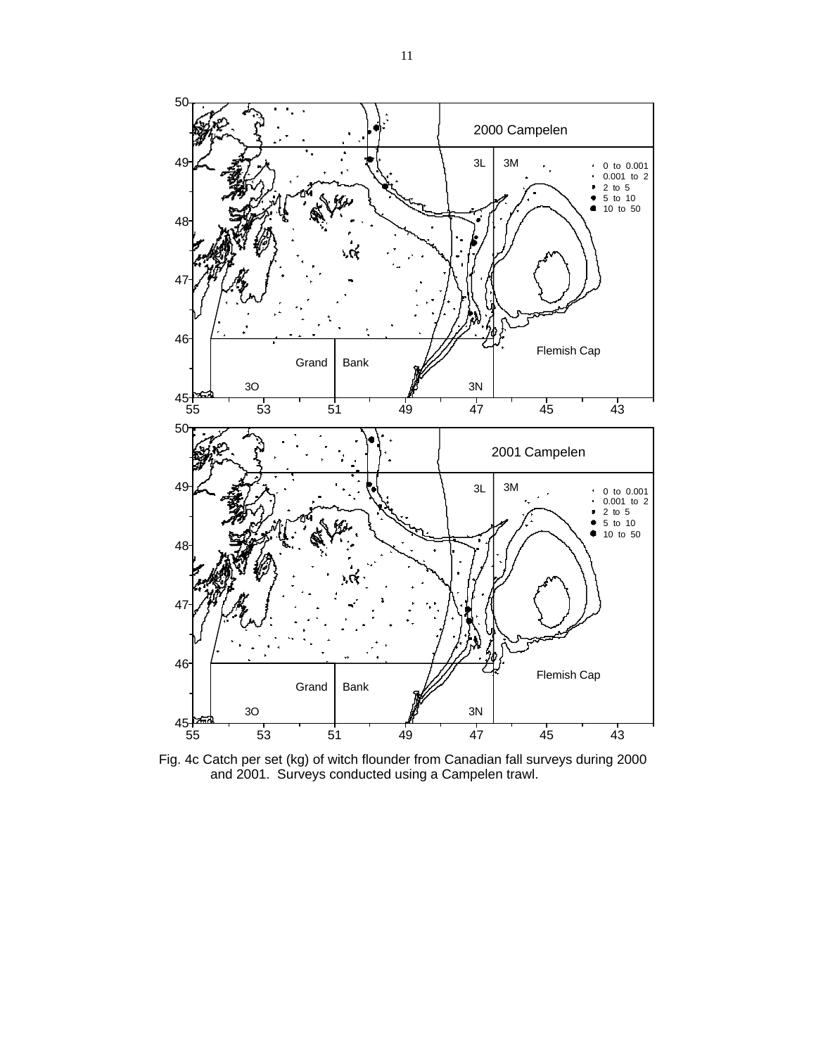Fig. 4c Catch per set (kg) of witch flounder from Canadian fall surveys during 2000 and 2001. Surveys conducted using a Campelen trawl.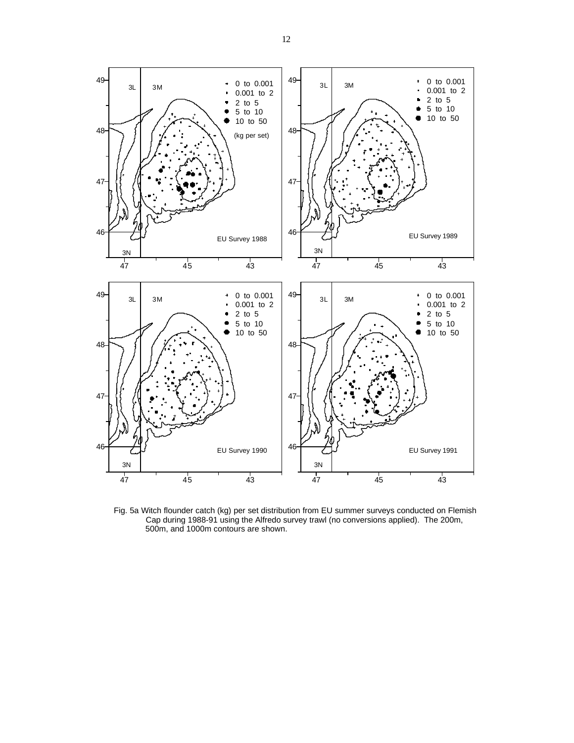Fig. 5a Witch flounder catch (kg) per set distribution from EU summer surveys conducted on Flemish Cap during 1988-91 using the Alfredo survey trawl (no conversions applied). The 200m, 500m, and 1000m contours are shown.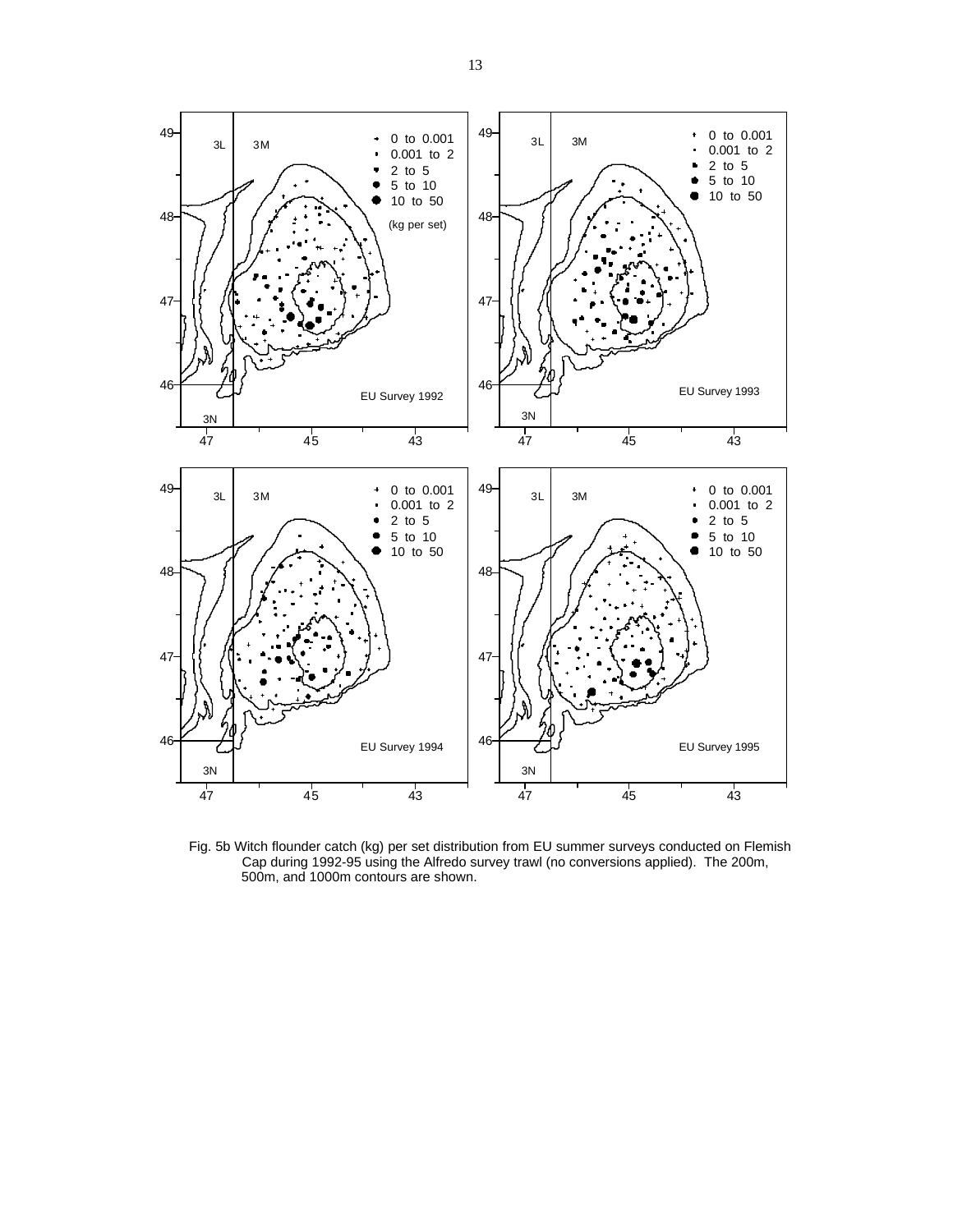Fig. 5b Witch flounder catch (kg) per set distribution from EU summer surveys conducted on Flemish Cap during 1992-95 using the Alfredo survey trawl (no conversions applied). The 200m, 500m, and 1000m contours are shown.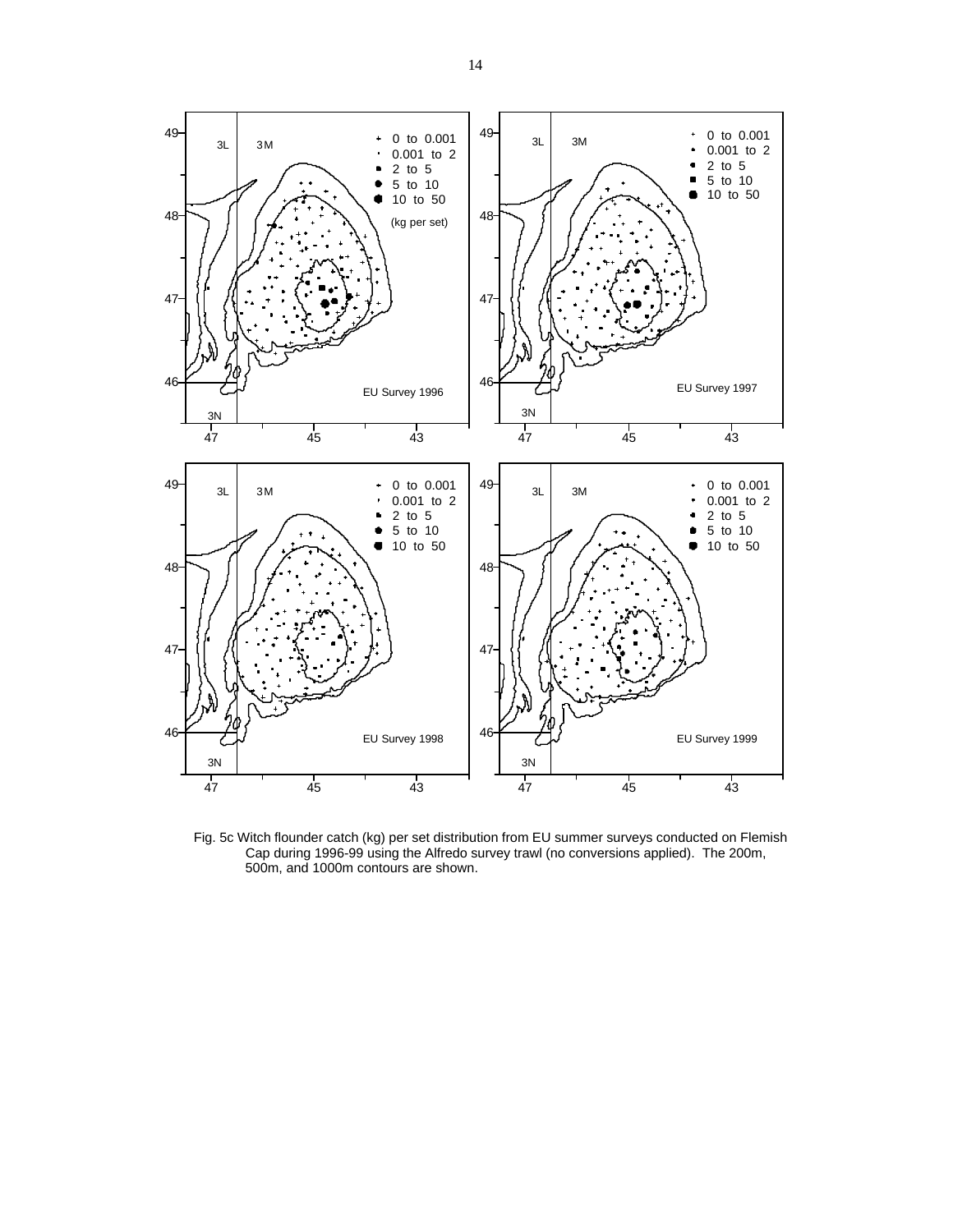Fig. 5c Witch flounder catch (kg) per set distribution from EU summer surveys conducted on Flemish Cap during 1996-99 using the Alfredo survey trawl (no conversions applied). The 200m, 500m, and 1000m contours are shown.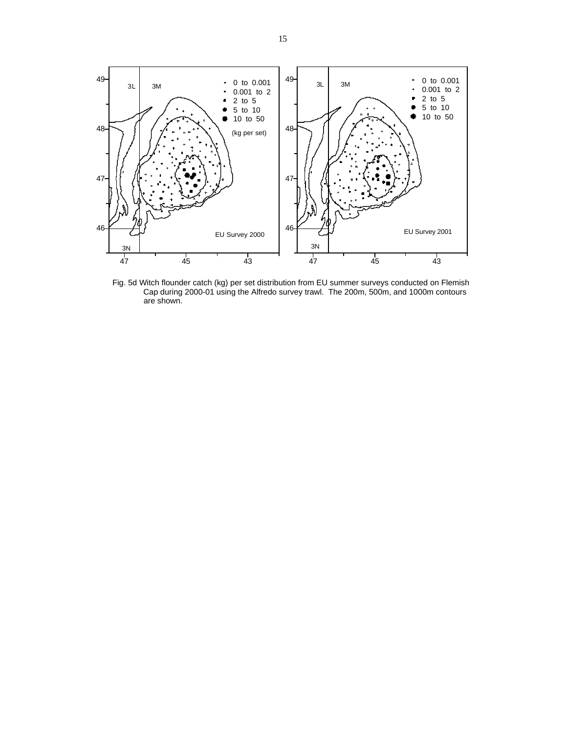Fig. 5d Witch flounder catch (kg) per set distribution from EU summer surveys conducted on Flemish Cap during 2000-01 using the Alfredo survey trawl. The 200m, 500m, and 1000m contours are shown.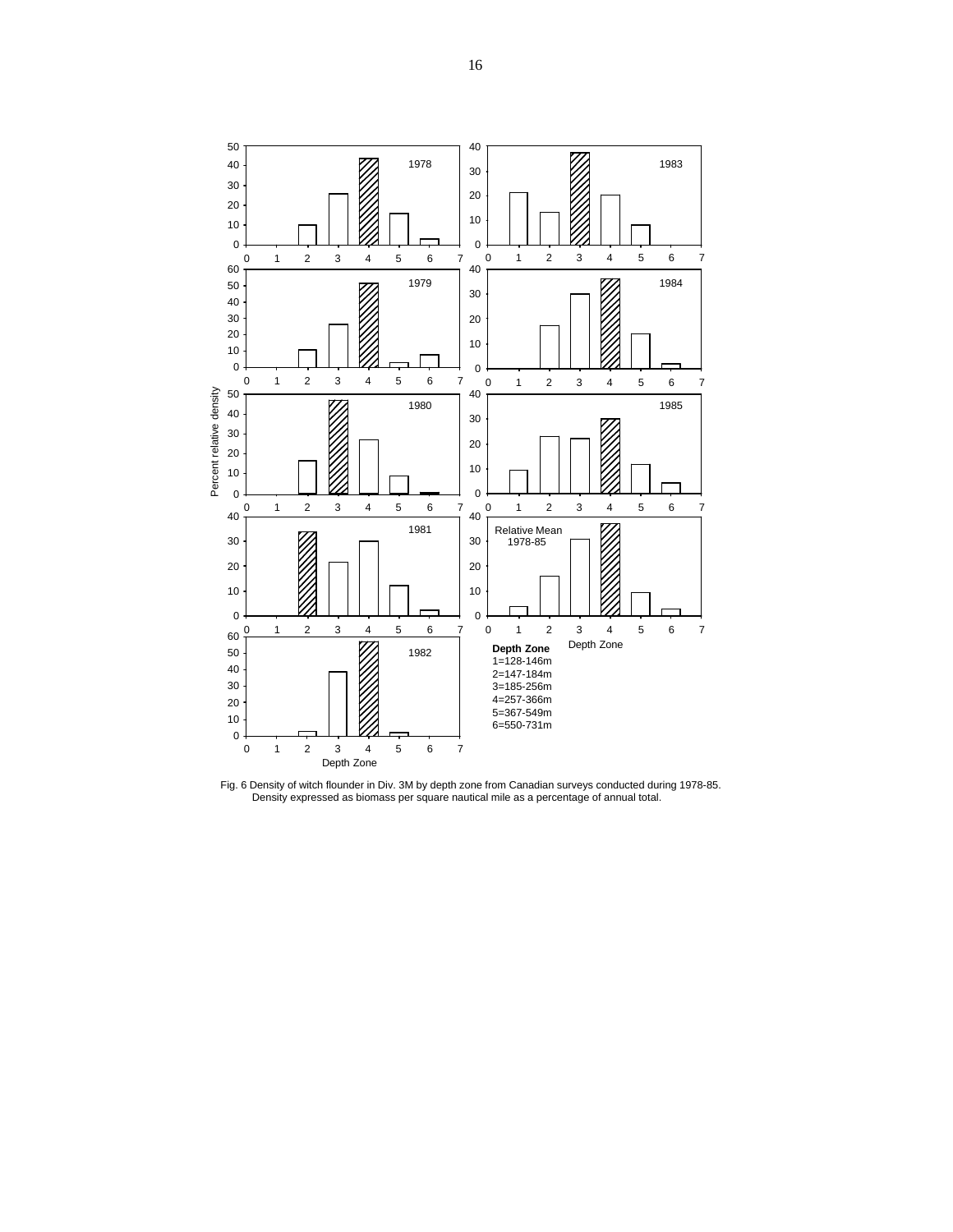Fig. 6 Density of witch flounder in Div. 3M by depth zone from Canadian surveys conducted during 1978-85. Density expressed as biomass per square nautical mile as a percentage of annual total.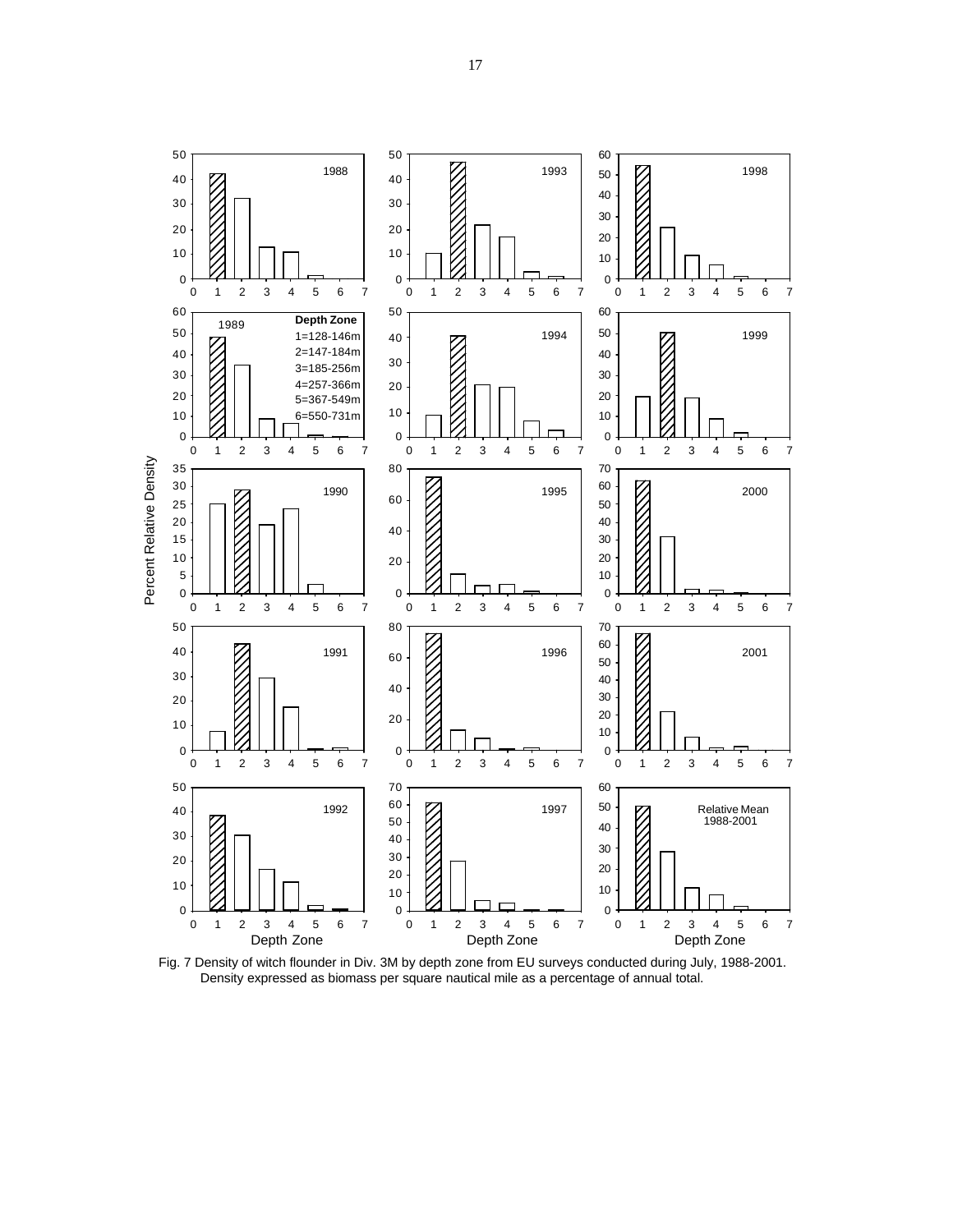1988

1993

1998

1989

Depth Zone
1=128-146m
2=147-184m
3=185-256m
4=257-366m
5=367-549m
6=550-731m

1994

1999

Percent Relative Density

1990

1995

2000

1991

1996

2001

1992

1997

Relative Mean
1988-2001

Depth Zone

Depth Zone

Depth Zone

Fig. 7 Density of witch flounder in Div. 3M by depth zone from EU surveys conducted during July, 1988-2001. Density expressed as biomass per square nautical mile as a percentage of annual total.